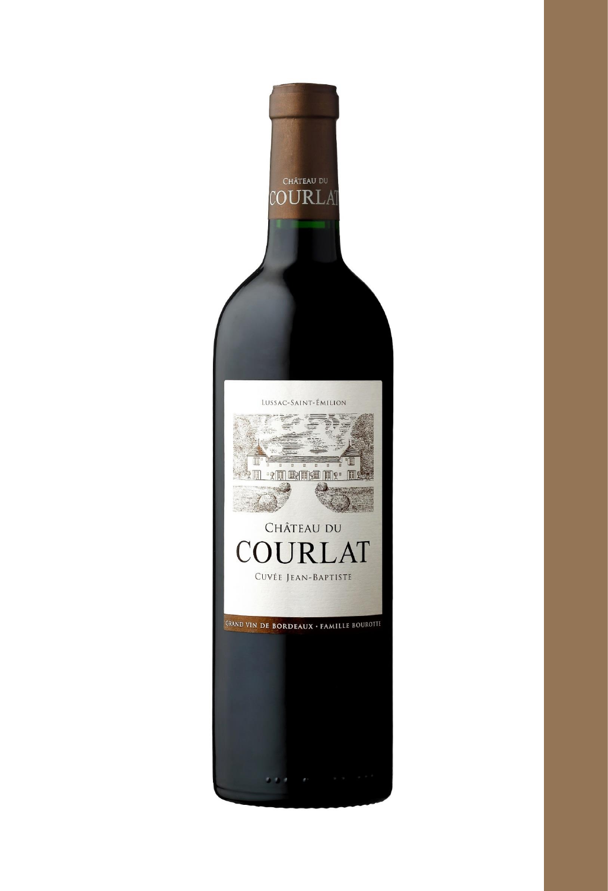CHÂTEAU DU COURLAT

LUSSAC-SAINT-ÉMILION

# CHÂTEAU DU COURLAT

CUVÉE JEAN-BAPTISTE

GRAND VIN DE BORDEAUX · FAMILLE BOUROTTE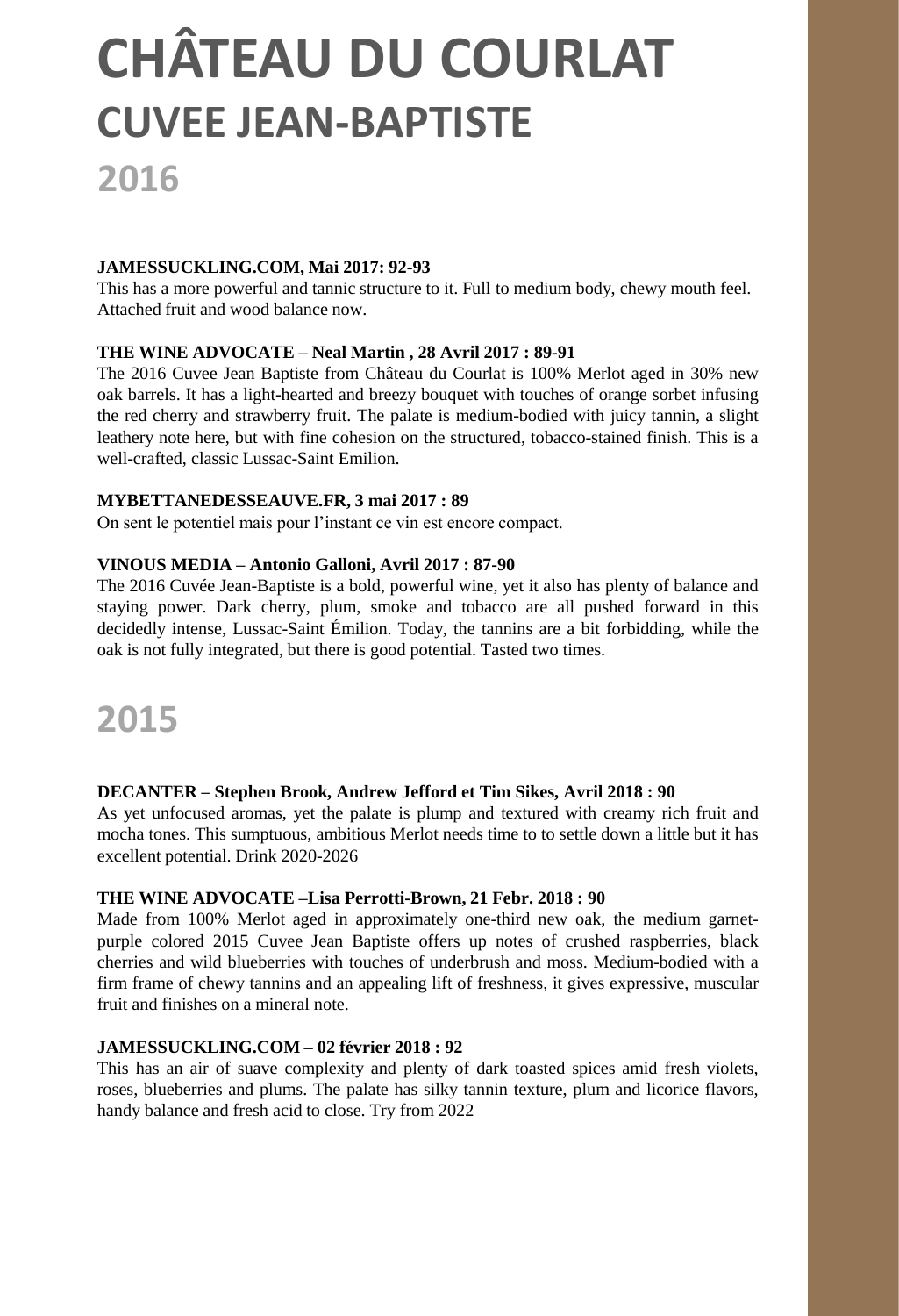# CHÂTEAU DU COURLAT

## CUVEE JEAN-BAPTISTE

## 2016

**JAMESSUCKLING.COM, Mai 2017: 92-93**

This has a more powerful and tannic structure to it. Full to medium body, chewy mouth feel. Attached fruit and wood balance now.

**THE WINE ADVOCATE – Neal Martin , 28 Avril 2017 : 89-91**

The 2016 Cuvee Jean Baptiste from Château du Courlat is 100% Merlot aged in 30% new oak barrels. It has a light-hearted and breezy bouquet with touches of orange sorbet infusing the red cherry and strawberry fruit. The palate is medium-bodied with juicy tannin, a slight leathery note here, but with fine cohesion on the structured, tobacco-stained finish. This is a well-crafted, classic Lussac-Saint Emilion.

**MYBETTANEDESSEAUVE.FR, 3 mai 2017 : 89**

On sent le potentiel mais pour l'instant ce vin est encore compact.

**VINOUS MEDIA – Antonio Galloni, Avril 2017 : 87-90**

The 2016 Cuvée Jean-Baptiste is a bold, powerful wine, yet it also has plenty of balance and staying power. Dark cherry, plum, smoke and tobacco are all pushed forward in this decidedly intense, Lussac-Saint Émilion. Today, the tannins are a bit forbidding, while the oak is not fully integrated, but there is good potential. Tasted two times.

## 2015

**DECANTER – Stephen Brook, Andrew Jefford et Tim Sikes, Avril 2018 : 90**

As yet unfocused aromas, yet the palate is plump and textured with creamy rich fruit and mocha tones. This sumptuous, ambitious Merlot needs time to to settle down a little but it has excellent potential. Drink 2020-2026

**THE WINE ADVOCATE –Lisa Perrotti-Brown, 21 Febr. 2018 : 90**

Made from 100% Merlot aged in approximately one-third new oak, the medium garnet-purple colored 2015 Cuvee Jean Baptiste offers up notes of crushed raspberries, black cherries and wild blueberries with touches of underbrush and moss. Medium-bodied with a firm frame of chewy tannins and an appealing lift of freshness, it gives expressive, muscular fruit and finishes on a mineral note.

**JAMESSUCKLING.COM – 02 février 2018 : 92**

This has an air of suave complexity and plenty of dark toasted spices amid fresh violets, roses, blueberries and plums. The palate has silky tannin texture, plum and licorice flavors, handy balance and fresh acid to close. Try from 2022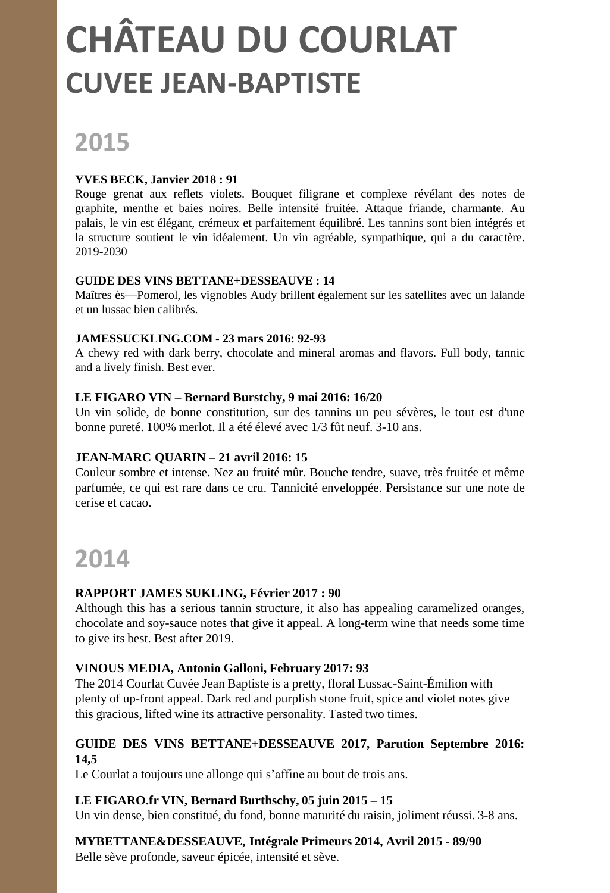# CHÂTEAU DU COURLAT
## CUVEE JEAN-BAPTISTE

## 2015

**YVES BECK, Janvier 2018 : 91**
Rouge grenat aux reflets violets. Bouquet filigrane et complexe révélant des notes de graphite, menthe et baies noires. Belle intensité fruitée. Attaque friande, charmante. Au palais, le vin est élégant, crémeux et parfaitement équilibré. Les tannins sont bien intégrés et la structure soutient le vin idéalement. Un vin agréable, sympathique, qui a du caractère. 2019-2030

**GUIDE DES VINS BETTANE+DESSEAUVE : 14**
Maîtres ès—Pomerol, les vignobles Audy brillent également sur les satellites avec un lalande et un lussac bien calibrés.

**JAMESSUCKLING.COM - 23 mars 2016: 92-93**
A chewy red with dark berry, chocolate and mineral aromas and flavors. Full body, tannic and a lively finish. Best ever.

**LE FIGARO VIN – Bernard Burstchy, 9 mai 2016: 16/20**
Un vin solide, de bonne constitution, sur des tannins un peu sévères, le tout est d'une bonne pureté. 100% merlot. Il a été élevé avec 1/3 fût neuf. 3-10 ans.

**JEAN-MARC QUARIN – 21 avril 2016: 15**
Couleur sombre et intense. Nez au fruité mûr. Bouche tendre, suave, très fruitée et même parfumée, ce qui est rare dans ce cru. Tannicité enveloppée. Persistance sur une note de cerise et cacao.

## 2014

**RAPPORT JAMES SUKLING, Février 2017 : 90**
Although this has a serious tannin structure, it also has appealing caramelized oranges, chocolate and soy-sauce notes that give it appeal. A long-term wine that needs some time to give its best. Best after 2019.

**VINOUS MEDIA, Antonio Galloni, February 2017: 93**
The 2014 Courlat Cuvée Jean Baptiste is a pretty, floral Lussac-Saint-Émilion with plenty of up-front appeal. Dark red and purplish stone fruit, spice and violet notes give this gracious, lifted wine its attractive personality. Tasted two times.

**GUIDE DES VINS BETTANE+DESSEAUVE 2017, Parution Septembre 2016: 14,5**
Le Courlat a toujours une allonge qui s'affine au bout de trois ans.

**LE FIGARO.fr VIN, Bernard Burthschy, 05 juin 2015 – 15**
Un vin dense, bien constitué, du fond, bonne maturité du raisin, joliment réussi. 3-8 ans.

**MYBETTANE&DESSEAUVE, Intégrale Primeurs 2014, Avril 2015 - 89/90**
Belle sève profonde, saveur épicée, intensité et sève.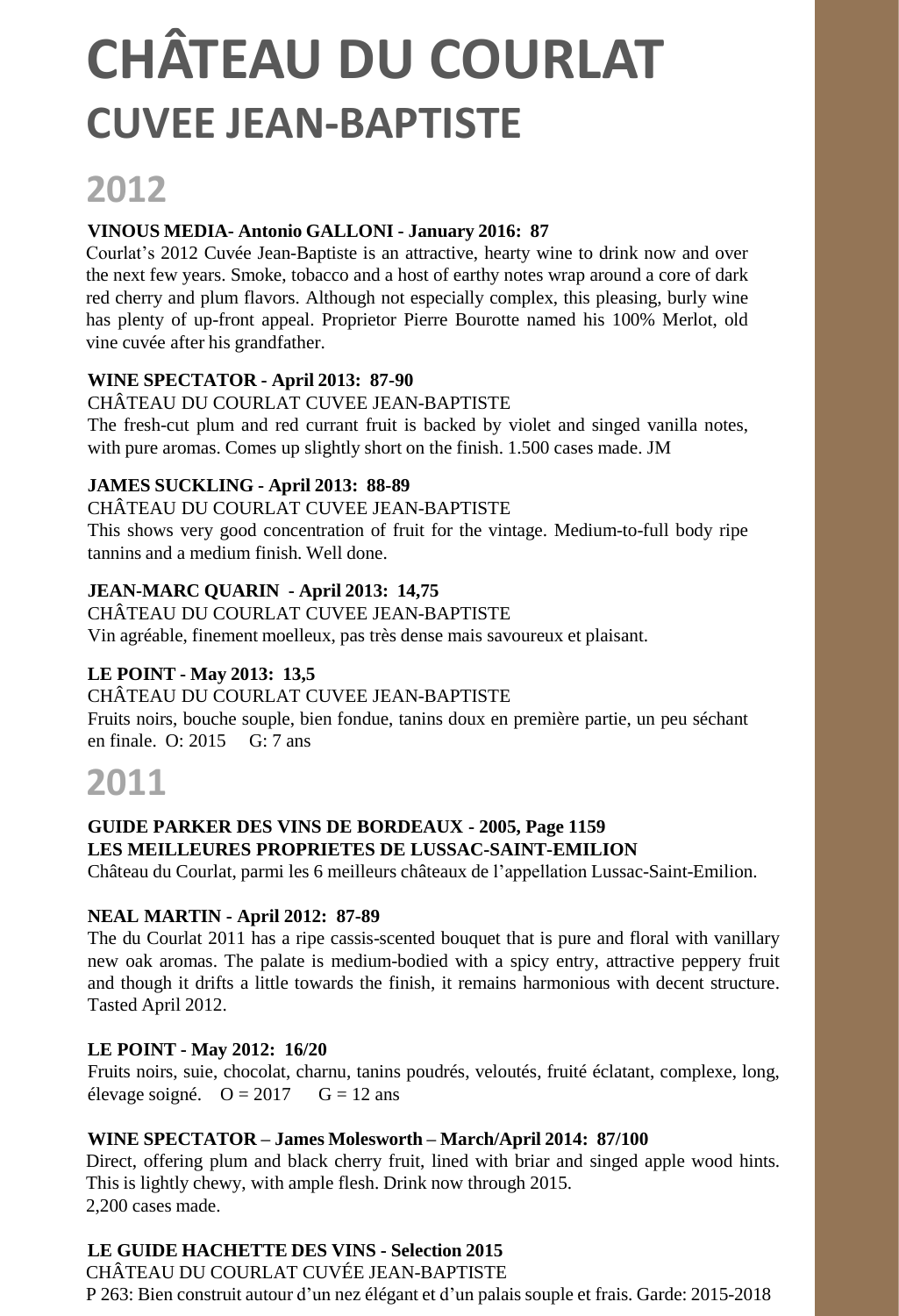# CHÂTEAU DU COURLAT

## CUVEE JEAN-BAPTISTE

## 2012

**VINOUS MEDIA- Antonio GALLONI - January 2016: 87**

Courlat's 2012 Cuvée Jean-Baptiste is an attractive, hearty wine to drink now and over the next few years. Smoke, tobacco and a host of earthy notes wrap around a core of dark red cherry and plum flavors. Although not especially complex, this pleasing, burly wine has plenty of up-front appeal. Proprietor Pierre Bourotte named his 100% Merlot, old vine cuvée after his grandfather.

**WINE SPECTATOR - April 2013: 87-90**

CHÂTEAU DU COURLAT CUVEE JEAN-BAPTISTE

The fresh-cut plum and red currant fruit is backed by violet and singed vanilla notes, with pure aromas. Comes up slightly short on the finish. 1.500 cases made. JM

**JAMES SUCKLING - April 2013: 88-89**

CHÂTEAU DU COURLAT CUVEE JEAN-BAPTISTE

This shows very good concentration of fruit for the vintage. Medium-to-full body ripe tannins and a medium finish. Well done.

**JEAN-MARC QUARIN - April 2013: 14,75**

CHÂTEAU DU COURLAT CUVEE JEAN-BAPTISTE

Vin agréable, finement moelleux, pas très dense mais savoureux et plaisant.

**LE POINT - May 2013: 13,5**

CHÂTEAU DU COURLAT CUVEE JEAN-BAPTISTE

Fruits noirs, bouche souple, bien fondue, tanins doux en première partie, un peu séchant en finale. O: 2015 G: 7 ans

## 2011

**GUIDE PARKER DES VINS DE BORDEAUX - 2005, Page 1159**
**LES MEILLEURES PROPRIETES DE LUSSAC-SAINT-EMILION**

Château du Courlat, parmi les 6 meilleurs châteaux de l'appellation Lussac-Saint-Emilion.

**NEAL MARTIN - April 2012: 87-89**

The du Courlat 2011 has a ripe cassis-scented bouquet that is pure and floral with vanillary new oak aromas. The palate is medium-bodied with a spicy entry, attractive peppery fruit and though it drifts a little towards the finish, it remains harmonious with decent structure. Tasted April 2012.

**LE POINT - May 2012: 16/20**

Fruits noirs, suie, chocolat, charnu, tanins poudrés, veloutés, fruité éclatant, complexe, long, élevage soigné. O = 2017 G = 12 ans

**WINE SPECTATOR – James Molesworth – March/April 2014: 87/100**

Direct, offering plum and black cherry fruit, lined with briar and singed apple wood hints. This is lightly chewy, with ample flesh. Drink now through 2015.
2,200 cases made.

**LE GUIDE HACHETTE DES VINS - Selection 2015**

CHÂTEAU DU COURLAT CUVÉE JEAN-BAPTISTE

P 263: Bien construit autour d'un nez élégant et d'un palais souple et frais. Garde: 2015-2018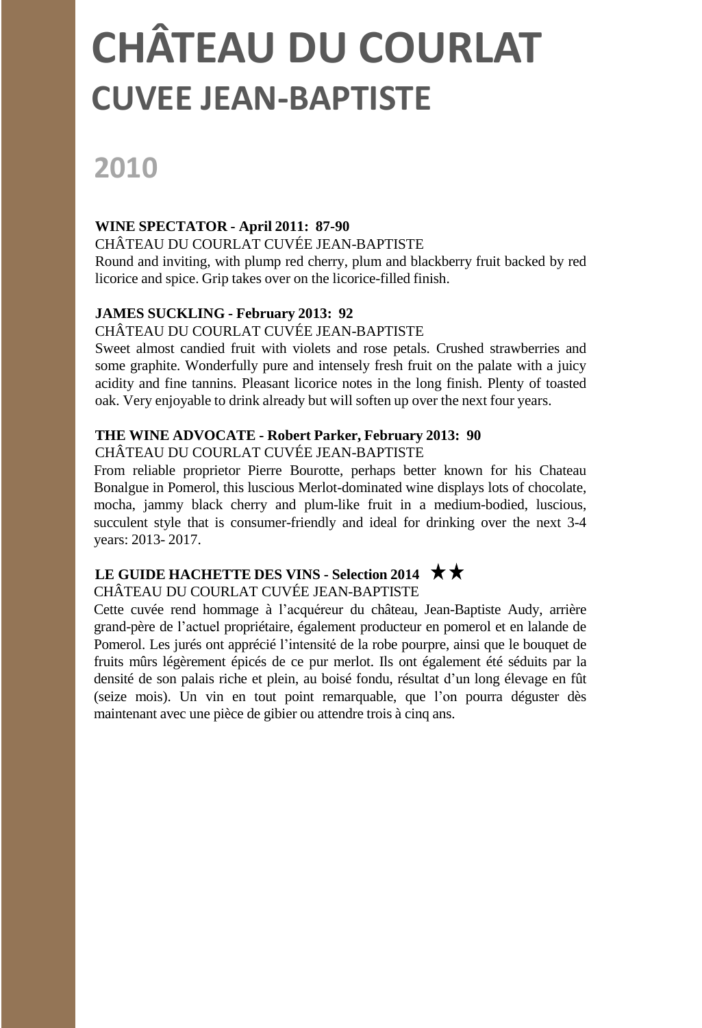# CHÂTEAU DU COURLAT
## CUVEE JEAN-BAPTISTE

## 2010

**WINE SPECTATOR - April 2011: 87-90**
CHÂTEAU DU COURLAT CUVÉE JEAN-BAPTISTE
Round and inviting, with plump red cherry, plum and blackberry fruit backed by red licorice and spice. Grip takes over on the licorice-filled finish.

**JAMES SUCKLING - February 2013: 92**
CHÂTEAU DU COURLAT CUVÉE JEAN-BAPTISTE
Sweet almost candied fruit with violets and rose petals. Crushed strawberries and some graphite. Wonderfully pure and intensely fresh fruit on the palate with a juicy acidity and fine tannins. Pleasant licorice notes in the long finish. Plenty of toasted oak. Very enjoyable to drink already but will soften up over the next four years.

**THE WINE ADVOCATE - Robert Parker, February 2013: 90**
CHÂTEAU DU COURLAT CUVÉE JEAN-BAPTISTE
From reliable proprietor Pierre Bourotte, perhaps better known for his Chateau Bonalgue in Pomerol, this luscious Merlot-dominated wine displays lots of chocolate, mocha, jammy black cherry and plum-like fruit in a medium-bodied, luscious, succulent style that is consumer-friendly and ideal for drinking over the next 3-4 years: 2013- 2017.

**LE GUIDE HACHETTE DES VINS - Selection 2014** ★★
CHÂTEAU DU COURLAT CUVÉE JEAN-BAPTISTE
Cette cuvée rend hommage à l'acquéreur du château, Jean-Baptiste Audy, arrière grand-père de l'actuel propriétaire, également producteur en pomerol et en lalande de Pomerol. Les jurés ont apprécié l'intensité de la robe pourpre, ainsi que le bouquet de fruits mûrs légèrement épicés de ce pur merlot. Ils ont également été séduits par la densité de son palais riche et plein, au boisé fondu, résultat d'un long élevage en fût (seize mois). Un vin en tout point remarquable, que l'on pourra déguster dès maintenant avec une pièce de gibier ou attendre trois à cinq ans.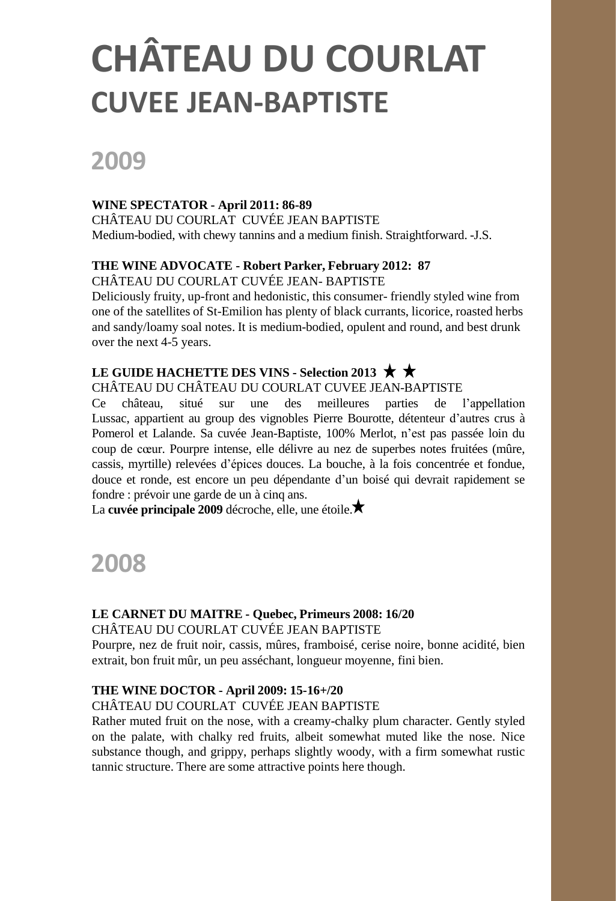# CHÂTEAU DU COURLAT
## CUVEE JEAN-BAPTISTE

## 2009

**WINE SPECTATOR - April 2011: 86-89**
CHÂTEAU DU COURLAT CUVÉE JEAN BAPTISTE
Medium-bodied, with chewy tannins and a medium finish. Straightforward. -J.S.

**THE WINE ADVOCATE - Robert Parker, February 2012: 87**
CHÂTEAU DU COURLAT CUVÉE JEAN- BAPTISTE
Deliciously fruity, up-front and hedonistic, this consumer- friendly styled wine from one of the satellites of St-Emilion has plenty of black currants, licorice, roasted herbs and sandy/loamy soal notes. It is medium-bodied, opulent and round, and best drunk over the next 4-5 years.

**LE GUIDE HACHETTE DES VINS - Selection 2013 ★ ★**
CHÂTEAU DU CHÂTEAU DU COURLAT CUVEE JEAN-BAPTISTE
Ce château, situé sur une des meilleures parties de l'appellation Lussac, appartient au group des vignobles Pierre Bourotte, détenteur d'autres crus à Pomerol et Lalande. Sa cuvée Jean-Baptiste, 100% Merlot, n'est pas passée loin du coup de cœur. Pourpre intense, elle délivre au nez de superbes notes fruitées (mûre, cassis, myrtille) relevées d'épices douces. La bouche, à la fois concentrée et fondue, douce et ronde, est encore un peu dépendante d'un boisé qui devrait rapidement se fondre : prévoir une garde de un à cinq ans.
La **cuvée principale 2009** décroche, elle, une étoile.★

## 2008

**LE CARNET DU MAITRE - Quebec, Primeurs 2008: 16/20**
CHÂTEAU DU COURLAT CUVÉE JEAN BAPTISTE
Pourpre, nez de fruit noir, cassis, mûres, framboisé, cerise noire, bonne acidité, bien extrait, bon fruit mûr, un peu asséchant, longueur moyenne, fini bien.

**THE WINE DOCTOR - April 2009: 15-16+/20**
CHÂTEAU DU COURLAT CUVÉE JEAN BAPTISTE
Rather muted fruit on the nose, with a creamy-chalky plum character. Gently styled on the palate, with chalky red fruits, albeit somewhat muted like the nose. Nice substance though, and grippy, perhaps slightly woody, with a firm somewhat rustic tannic structure. There are some attractive points here though.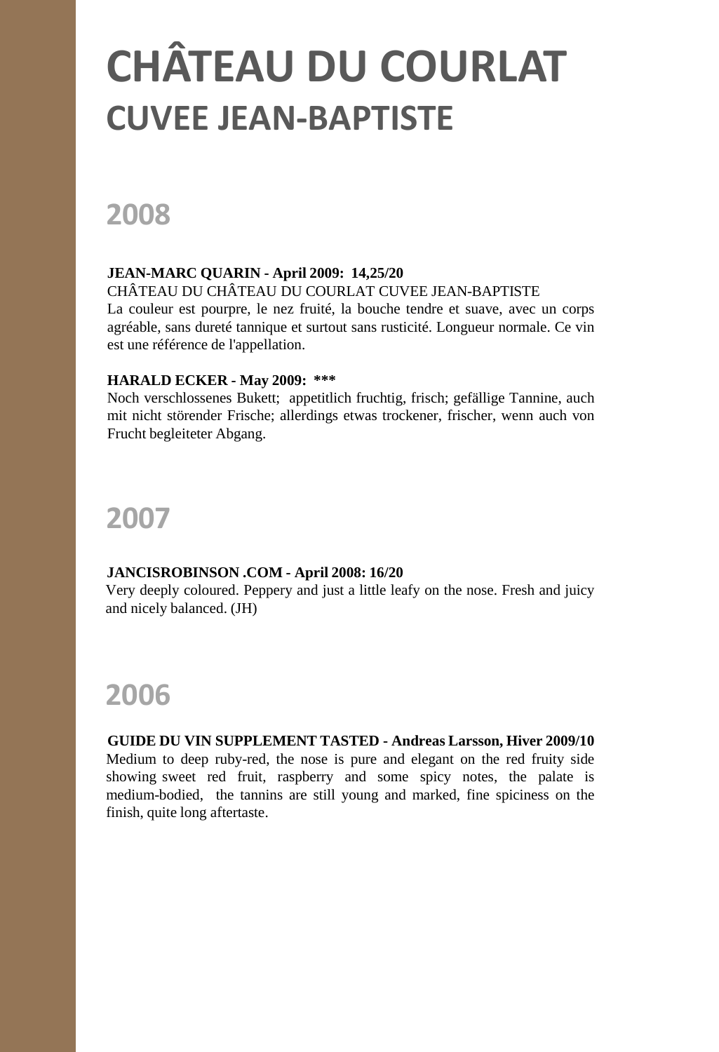# CHÂTEAU DU COURLAT
## CUVEE JEAN-BAPTISTE

## 2008

**JEAN-MARC QUARIN - April 2009: 14,25/20**
CHÂTEAU DU CHÂTEAU DU COURLAT CUVEE JEAN-BAPTISTE
La couleur est pourpre, le nez fruité, la bouche tendre et suave, avec un corps agréable, sans dureté tannique et surtout sans rusticité. Longueur normale. Ce vin est une référence de l'appellation.

**HARALD ECKER - May 2009: ***
Noch verschlossenes Bukett; appetitlich fruchtig, frisch; gefällige Tannine, auch mit nicht störender Frische; allerdings etwas trockener, frischer, wenn auch von Frucht begleiteter Abgang.

## 2007

**JANCISROBINSON .COM - April 2008: 16/20**
Very deeply coloured. Peppery and just a little leafy on the nose. Fresh and juicy and nicely balanced. (JH)

## 2006

**GUIDE DU VIN SUPPLEMENT TASTED - Andreas Larsson, Hiver 2009/10**
Medium to deep ruby-red, the nose is pure and elegant on the red fruity side showing sweet red fruit, raspberry and some spicy notes, the palate is medium-bodied, the tannins are still young and marked, fine spiciness on the finish, quite long aftertaste.